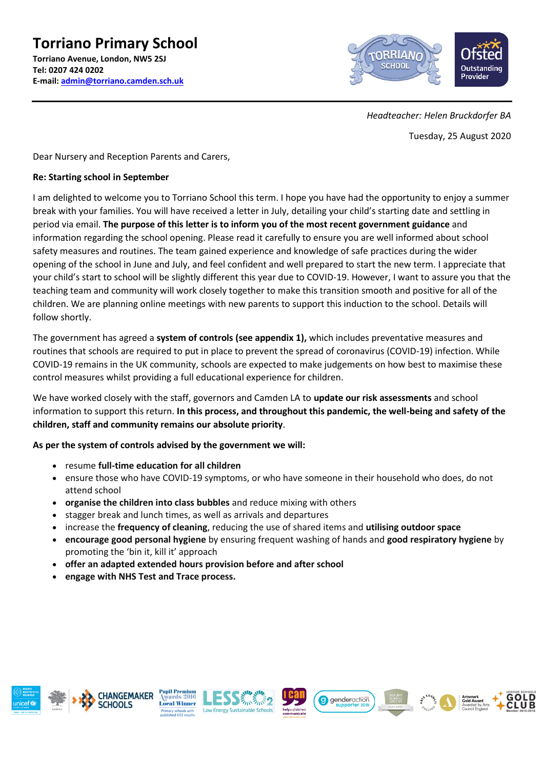# Torriano Primary School

**Torriano Avenue, London, NW5 2SJ**
**Tel: 0207 424 0202**
**E-mail: admin@torriano.camden.sch.uk**

*Headteacher: Helen Bruckdorfer BA*

Tuesday, 25 August 2020

Dear Nursery and Reception Parents and Carers,

**Re: Starting school in September**

I am delighted to welcome you to Torriano School this term. I hope you have had the opportunity to enjoy a summer break with your families. You will have received a letter in July, detailing your child's starting date and settling in period via email. **The purpose of this letter is to inform you of the most recent government guidance** and information regarding the school opening. Please read it carefully to ensure you are well informed about school safety measures and routines. The team gained experience and knowledge of safe practices during the wider opening of the school in June and July, and feel confident and well prepared to start the new term. I appreciate that your child's start to school will be slightly different this year due to COVID-19. However, I want to assure you that the teaching team and community will work closely together to make this transition smooth and positive for all of the children. We are planning online meetings with new parents to support this induction to the school. Details will follow shortly.

The government has agreed a **system of controls (see appendix 1),** which includes preventative measures and routines that schools are required to put in place to prevent the spread of coronavirus (COVID-19) infection. While COVID-19 remains in the UK community, schools are expected to make judgements on how best to maximise these control measures whilst providing a full educational experience for children.

We have worked closely with the staff, governors and Camden LA to **update our risk assessments** and school information to support this return. **In this process, and throughout this pandemic, the well-being and safety of the children, staff and community remains our absolute priority**.

**As per the system of controls advised by the government we will:**

- resume **full-time education for all children**
- ensure those who have COVID-19 symptoms, or who have someone in their household who does, do not attend school
- **organise the children into class bubbles** and reduce mixing with others
- stagger break and lunch times, as well as arrivals and departures
- increase the **frequency of cleaning**, reducing the use of shared items and **utilising outdoor space**
- **encourage good personal hygiene** by ensuring frequent washing of hands and **good respiratory hygiene** by promoting the 'bin it, kill it' approach
- **offer an adapted extended hours provision before and after school**
- **engage with NHS Test and Trace process.**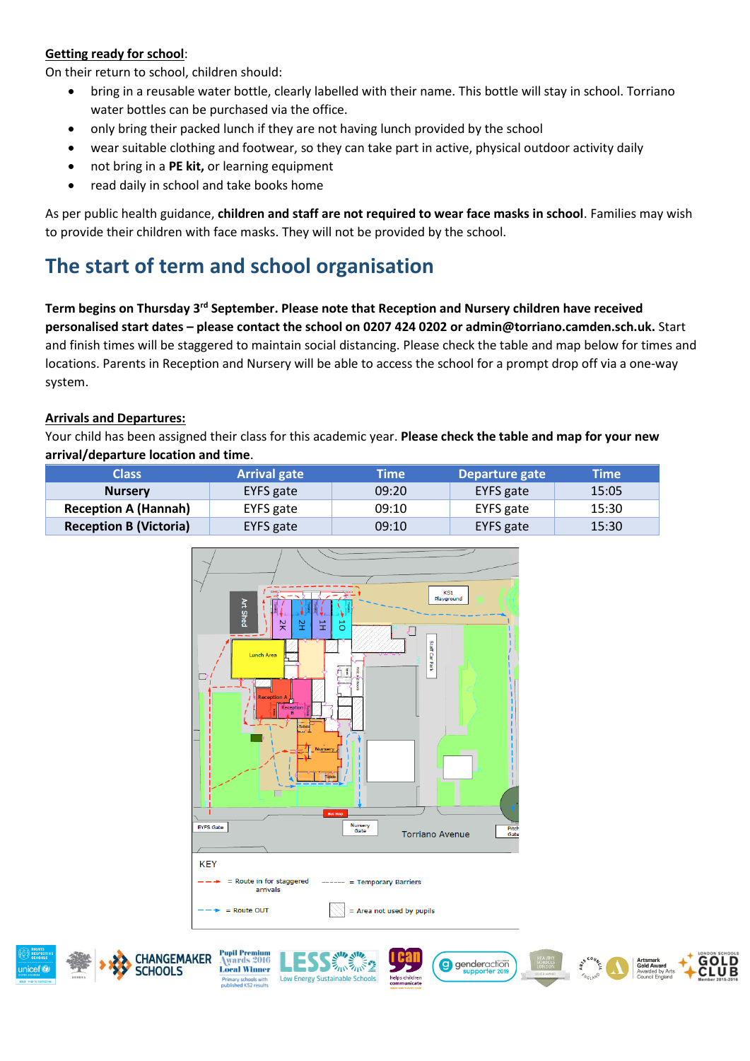**Getting ready for school**:

On their return to school, children should:

- bring in a reusable water bottle, clearly labelled with their name. This bottle will stay in school. Torriano water bottles can be purchased via the office.
- only bring their packed lunch if they are not having lunch provided by the school
- wear suitable clothing and footwear, so they can take part in active, physical outdoor activity daily
- not bring in a **PE kit,** or learning equipment
- read daily in school and take books home

As per public health guidance, **children and staff are not required to wear face masks in school**. Families may wish to provide their children with face masks. They will not be provided by the school.

## The start of term and school organisation

**Term begins on Thursday 3rd September. Please note that Reception and Nursery children have received personalised start dates – please contact the school on 0207 424 0202 or admin@torriano.camden.sch.uk.** Start and finish times will be staggered to maintain social distancing. Please check the table and map below for times and locations. Parents in Reception and Nursery will be able to access the school for a prompt drop off via a one-way system.

**Arrivals and Departures:**

Your child has been assigned their class for this academic year. **Please check the table and map for your new arrival/departure location and time**.

| Class | Arrival gate | Time | Departure gate | Time |
|---|---|---|---|---|
| **Nursery** | EYFS gate | 09:20 | EYFS gate | 15:05 |
| **Reception A (Hannah)** | EYFS gate | 09:10 | EYFS gate | 15:30 |
| **Reception B (Victoria)** | EYFS gate | 09:10 | EYFS gate | 15:30 |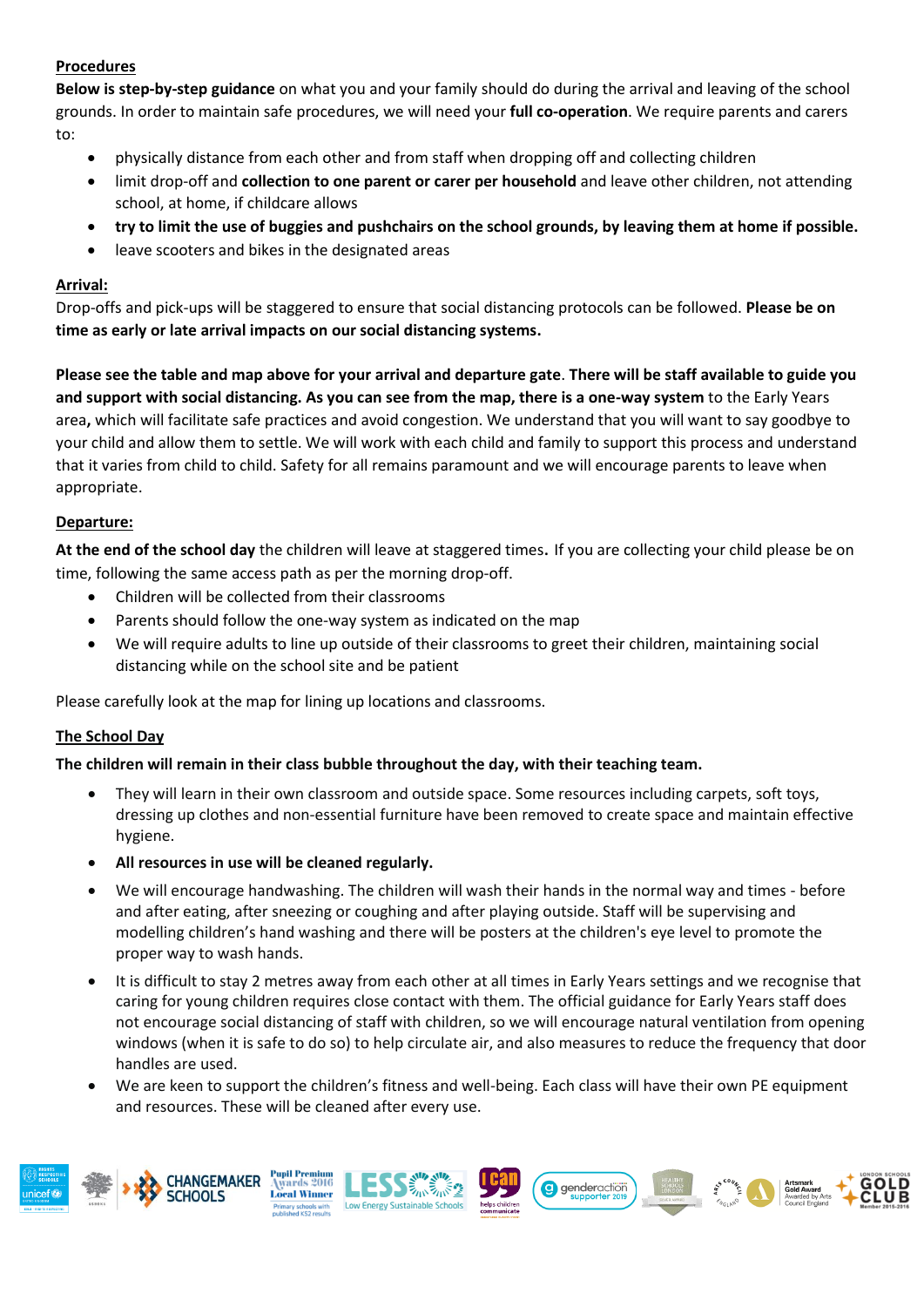**Procedures**

**Below is step-by-step guidance** on what you and your family should do during the arrival and leaving of the school grounds. In order to maintain safe procedures, we will need your **full co-operation**. We require parents and carers to:

- physically distance from each other and from staff when dropping off and collecting children
- limit drop-off and **collection to one parent or carer per household** and leave other children, not attending school, at home, if childcare allows
- **try to limit the use of buggies and pushchairs on the school grounds, by leaving them at home if possible.**
- leave scooters and bikes in the designated areas

**Arrival:**

Drop-offs and pick-ups will be staggered to ensure that social distancing protocols can be followed. **Please be on time as early or late arrival impacts on our social distancing systems.**

**Please see the table and map above for your arrival and departure gate**. **There will be staff available to guide you and support with social distancing. As you can see from the map, there is a one-way system** to the Early Years area**,** which will facilitate safe practices and avoid congestion. We understand that you will want to say goodbye to your child and allow them to settle. We will work with each child and family to support this process and understand that it varies from child to child. Safety for all remains paramount and we will encourage parents to leave when appropriate.

**Departure:**

**At the end of the school day** the children will leave at staggered times**.** If you are collecting your child please be on time, following the same access path as per the morning drop-off.

- Children will be collected from their classrooms
- Parents should follow the one-way system as indicated on the map
- We will require adults to line up outside of their classrooms to greet their children, maintaining social distancing while on the school site and be patient

Please carefully look at the map for lining up locations and classrooms.

**The School Day**

**The children will remain in their class bubble throughout the day, with their teaching team.**

- They will learn in their own classroom and outside space. Some resources including carpets, soft toys, dressing up clothes and non-essential furniture have been removed to create space and maintain effective hygiene.
- **All resources in use will be cleaned regularly.**
- We will encourage handwashing. The children will wash their hands in the normal way and times - before and after eating, after sneezing or coughing and after playing outside. Staff will be supervising and modelling children's hand washing and there will be posters at the children's eye level to promote the proper way to wash hands.
- It is difficult to stay 2 metres away from each other at all times in Early Years settings and we recognise that caring for young children requires close contact with them. The official guidance for Early Years staff does not encourage social distancing of staff with children, so we will encourage natural ventilation from opening windows (when it is safe to do so) to help circulate air, and also measures to reduce the frequency that door handles are used.
- We are keen to support the children's fitness and well-being. Each class will have their own PE equipment and resources. These will be cleaned after every use.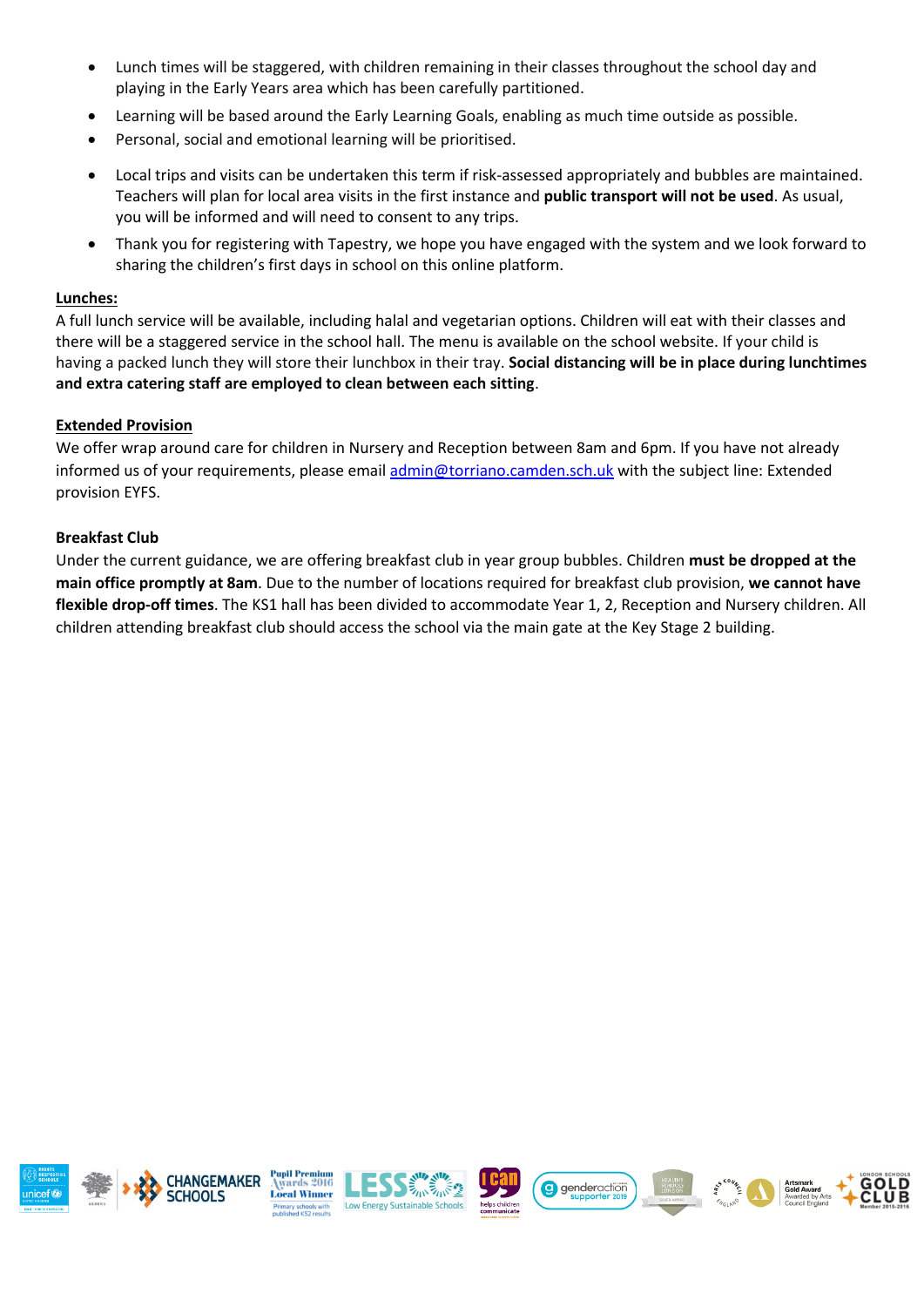- Lunch times will be staggered, with children remaining in their classes throughout the school day and playing in the Early Years area which has been carefully partitioned.
- Learning will be based around the Early Learning Goals, enabling as much time outside as possible.
- Personal, social and emotional learning will be prioritised.
- Local trips and visits can be undertaken this term if risk-assessed appropriately and bubbles are maintained. Teachers will plan for local area visits in the first instance and **public transport will not be used**. As usual, you will be informed and will need to consent to any trips.
- Thank you for registering with Tapestry, we hope you have engaged with the system and we look forward to sharing the children's first days in school on this online platform.

**Lunches:**

A full lunch service will be available, including halal and vegetarian options. Children will eat with their classes and there will be a staggered service in the school hall. The menu is available on the school website. If your child is having a packed lunch they will store their lunchbox in their tray. **Social distancing will be in place during lunchtimes and extra catering staff are employed to clean between each sitting**.

**Extended Provision**

We offer wrap around care for children in Nursery and Reception between 8am and 6pm. If you have not already informed us of your requirements, please email admin@torriano.camden.sch.uk with the subject line: Extended provision EYFS.

**Breakfast Club**

Under the current guidance, we are offering breakfast club in year group bubbles. Children **must be dropped at the main office promptly at 8am**. Due to the number of locations required for breakfast club provision, **we cannot have flexible drop-off times**. The KS1 hall has been divided to accommodate Year 1, 2, Reception and Nursery children. All children attending breakfast club should access the school via the main gate at the Key Stage 2 building.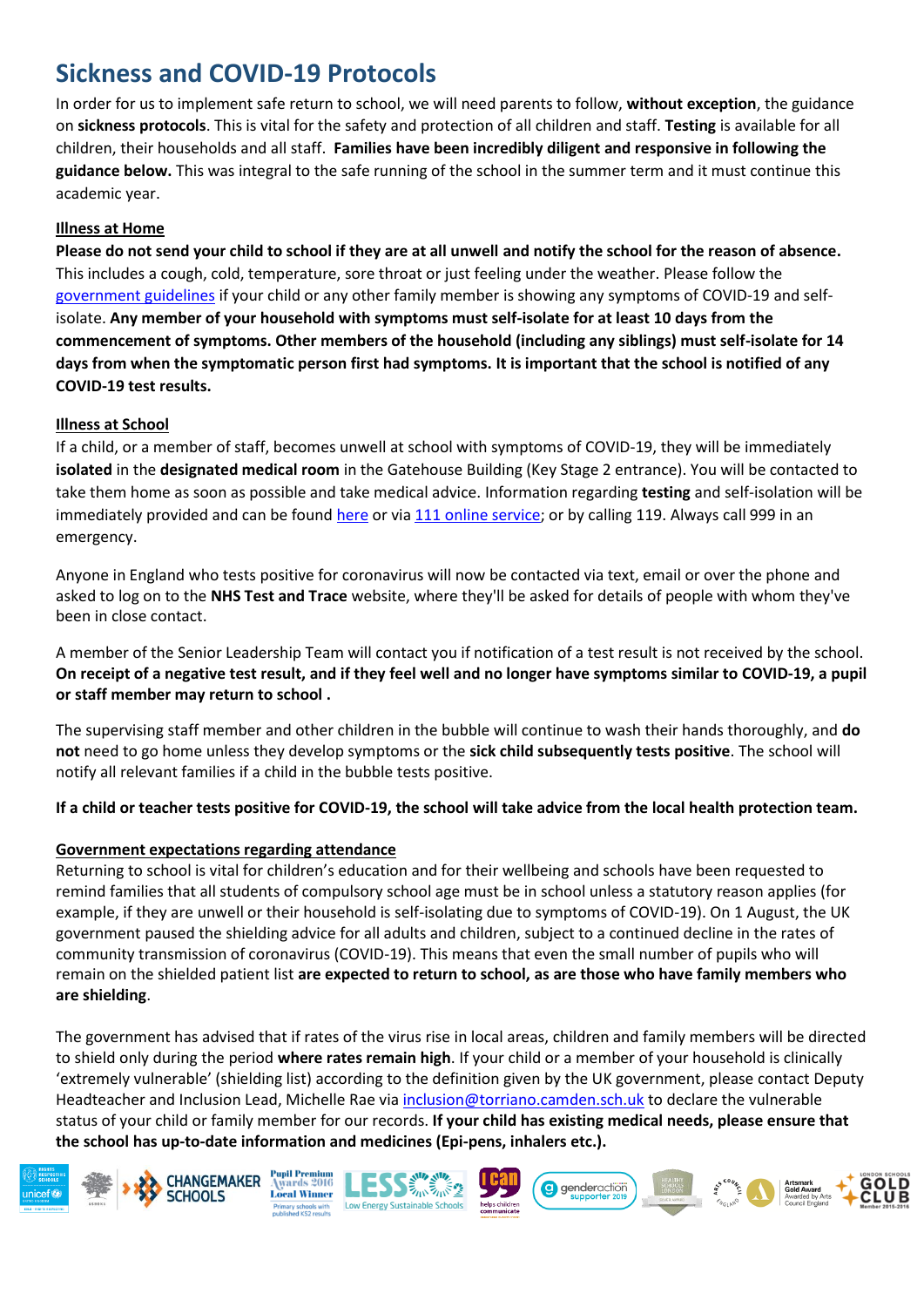# Sickness and COVID-19 Protocols

In order for us to implement safe return to school, we will need parents to follow, **without exception**, the guidance on **sickness protocols**. This is vital for the safety and protection of all children and staff. **Testing** is available for all children, their households and all staff. **Families have been incredibly diligent and responsive in following the guidance below.** This was integral to the safe running of the school in the summer term and it must continue this academic year.

**Illness at Home**

**Please do not send your child to school if they are at all unwell and notify the school for the reason of absence.** This includes a cough, cold, temperature, sore throat or just feeling under the weather. Please follow the government guidelines if your child or any other family member is showing any symptoms of COVID-19 and self-isolate. **Any member of your household with symptoms must self-isolate for at least 10 days from the commencement of symptoms. Other members of the household (including any siblings) must self-isolate for 14 days from when the symptomatic person first had symptoms. It is important that the school is notified of any COVID-19 test results.**

**Illness at School**

If a child, or a member of staff, becomes unwell at school with symptoms of COVID-19, they will be immediately **isolated** in the **designated medical room** in the Gatehouse Building (Key Stage 2 entrance). You will be contacted to take them home as soon as possible and take medical advice. Information regarding **testing** and self-isolation will be immediately provided and can be found here or via 111 online service; or by calling 119. Always call 999 in an emergency.

Anyone in England who tests positive for coronavirus will now be contacted via text, email or over the phone and asked to log on to the **NHS Test and Trace** website, where they'll be asked for details of people with whom they've been in close contact.

A member of the Senior Leadership Team will contact you if notification of a test result is not received by the school. **On receipt of a negative test result, and if they feel well and no longer have symptoms similar to COVID-19, a pupil or staff member may return to school .**

The supervising staff member and other children in the bubble will continue to wash their hands thoroughly, and **do not** need to go home unless they develop symptoms or the **sick child subsequently tests positive**. The school will notify all relevant families if a child in the bubble tests positive.

**If a child or teacher tests positive for COVID-19, the school will take advice from the local health protection team.**

**Government expectations regarding attendance**

Returning to school is vital for children's education and for their wellbeing and schools have been requested to remind families that all students of compulsory school age must be in school unless a statutory reason applies (for example, if they are unwell or their household is self-isolating due to symptoms of COVID-19). On 1 August, the UK government paused the shielding advice for all adults and children, subject to a continued decline in the rates of community transmission of coronavirus (COVID-19). This means that even the small number of pupils who will remain on the shielded patient list **are expected to return to school, as are those who have family members who are shielding**.

The government has advised that if rates of the virus rise in local areas, children and family members will be directed to shield only during the period **where rates remain high**. If your child or a member of your household is clinically 'extremely vulnerable' (shielding list) according to the definition given by the UK government, please contact Deputy Headteacher and Inclusion Lead, Michelle Rae via inclusion@torriano.camden.sch.uk to declare the vulnerable status of your child or family member for our records. **If your child has existing medical needs, please ensure that the school has up-to-date information and medicines (Epi-pens, inhalers etc.).**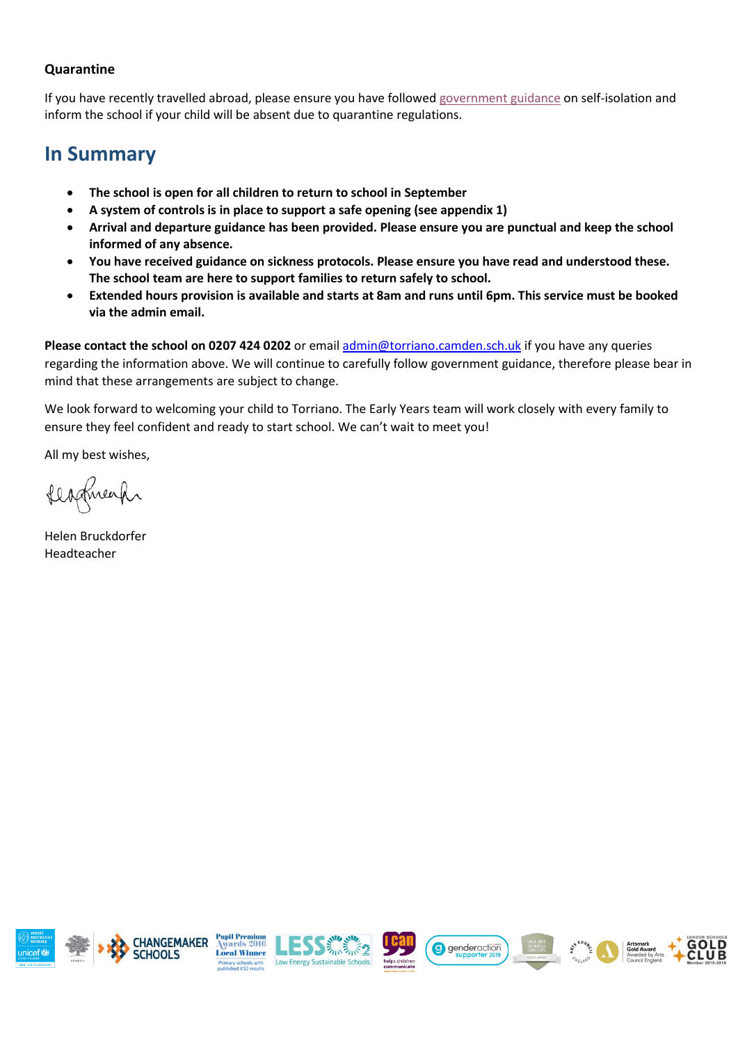**Quarantine**

If you have recently travelled abroad, please ensure you have followed government guidance on self-isolation and inform the school if your child will be absent due to quarantine regulations.

## In Summary

- **The school is open for all children to return to school in September**
- **A system of controls is in place to support a safe opening (see appendix 1)**
- **Arrival and departure guidance has been provided. Please ensure you are punctual and keep the school informed of any absence.**
- **You have received guidance on sickness protocols. Please ensure you have read and understood these. The school team are here to support families to return safely to school.**
- **Extended hours provision is available and starts at 8am and runs until 6pm. This service must be booked via the admin email.**

**Please contact the school on 0207 424 0202** or email admin@torriano.camden.sch.uk if you have any queries regarding the information above. We will continue to carefully follow government guidance, therefore please bear in mind that these arrangements are subject to change.

We look forward to welcoming your child to Torriano. The Early Years team will work closely with every family to ensure they feel confident and ready to start school. We can't wait to meet you!

All my best wishes,

Helen Bruckdorfer
Headteacher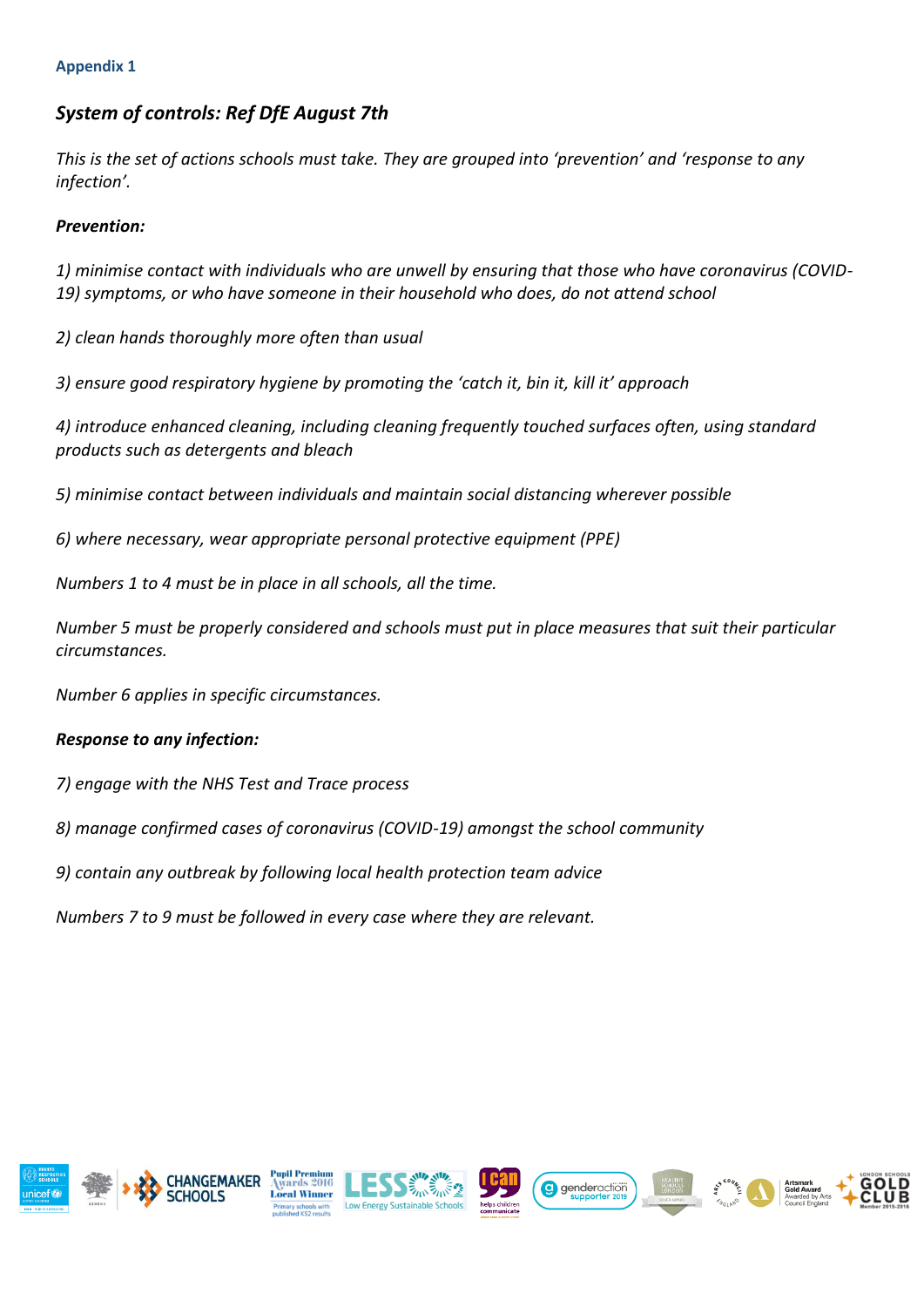**Appendix 1**

## *System of controls: Ref DfE August 7th*

*This is the set of actions schools must take. They are grouped into 'prevention' and 'response to any infection'.*

***Prevention:***

*1) minimise contact with individuals who are unwell by ensuring that those who have coronavirus (COVID-19) symptoms, or who have someone in their household who does, do not attend school*

*2) clean hands thoroughly more often than usual*

*3) ensure good respiratory hygiene by promoting the 'catch it, bin it, kill it' approach*

*4) introduce enhanced cleaning, including cleaning frequently touched surfaces often, using standard products such as detergents and bleach*

*5) minimise contact between individuals and maintain social distancing wherever possible*

*6) where necessary, wear appropriate personal protective equipment (PPE)*

*Numbers 1 to 4 must be in place in all schools, all the time.*

*Number 5 must be properly considered and schools must put in place measures that suit their particular circumstances.*

*Number 6 applies in specific circumstances.*

***Response to any infection:***

*7) engage with the NHS Test and Trace process*

*8) manage confirmed cases of coronavirus (COVID-19) amongst the school community*

*9) contain any outbreak by following local health protection team advice*

*Numbers 7 to 9 must be followed in every case where they are relevant.*